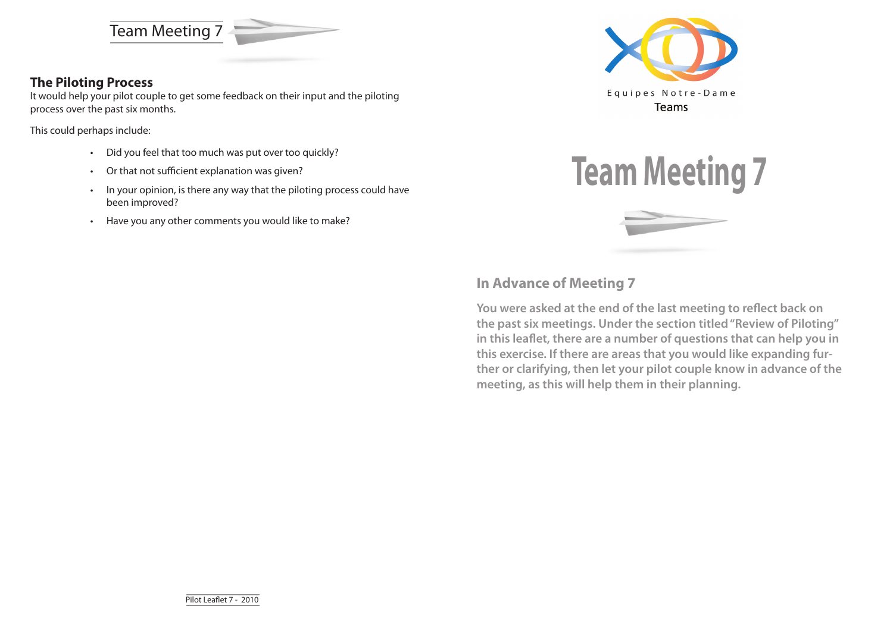Team Meeting 7

## The Piloting Process

It would help your pilot couple to get some feedback on their input and the piloting process over the past six months.

This could perhaps include:

- Did you feel that too much was put over too quickly?
- Or that not sufficient explanation was given?
- In your opinion, is there any way that the piloting process could have been improved?
- Have you any other comments you would like to make?

Pilot Leaflet 7 - 2010

Equipes Notre-Dame

Teams

# Team Meeting 7

## In Advance of Meeting 7

**You were asked at the end of the last meeting to reflect back on the past six meetings. Under the section titled "Review of Piloting" in this leaflet, there are a number of questions that can help you in this exercise. If there are areas that you would like expanding further or clarifying, then let your pilot couple know in advance of the meeting, as this will help them in their planning.**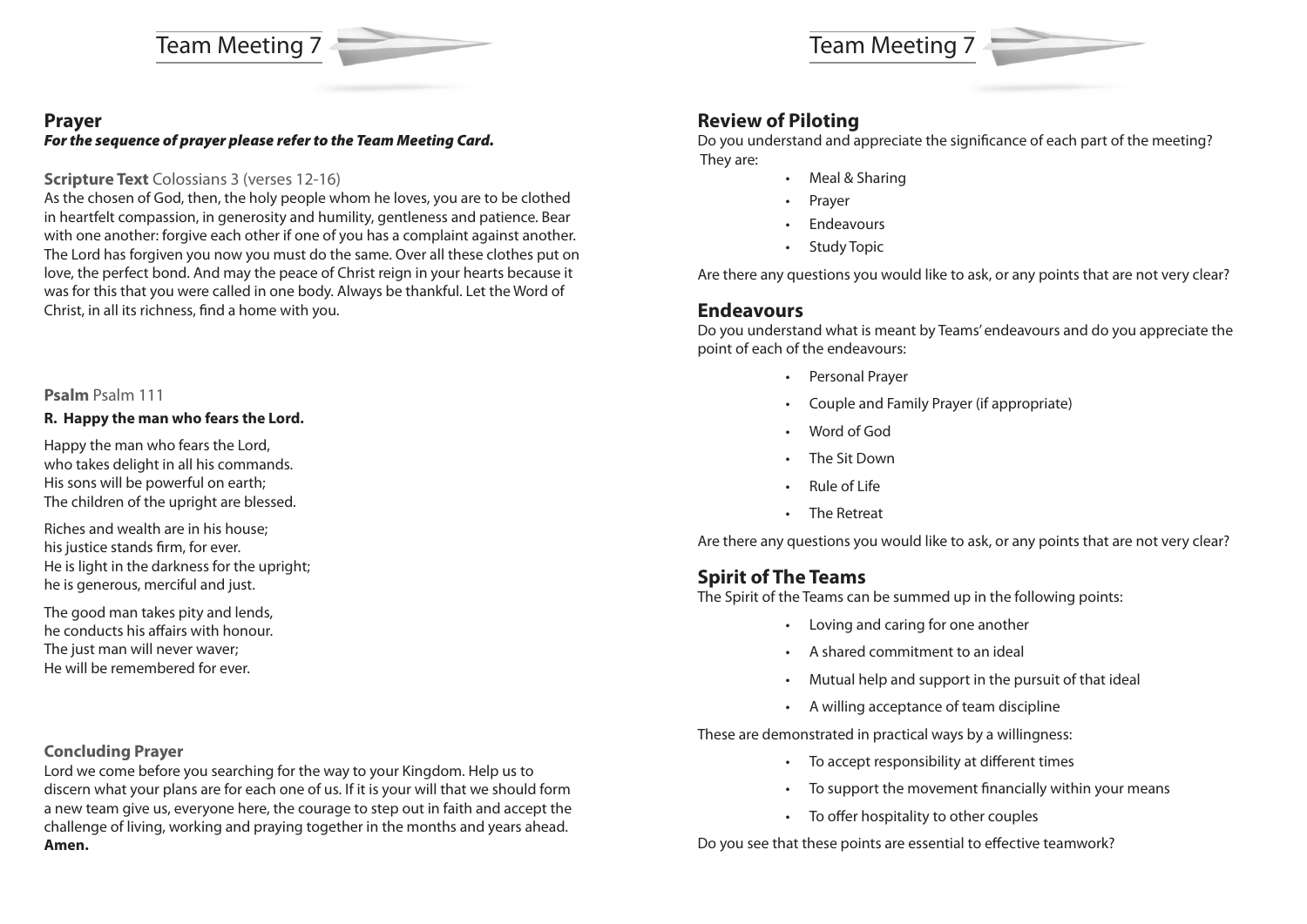# Team Meeting 7

## Prayer

***For the sequence of prayer please refer to the Team Meeting Card.***

**Scripture Text** Colossians 3 (verses 12-16)

As the chosen of God, then, the holy people whom he loves, you are to be clothed in heartfelt compassion, in generosity and humility, gentleness and patience. Bear with one another: forgive each other if one of you has a complaint against another. The Lord has forgiven you now you must do the same. Over all these clothes put on love, the perfect bond. And may the peace of Christ reign in your hearts because it was for this that you were called in one body. Always be thankful. Let the Word of Christ, in all its richness, find a home with you.

**Psalm** Psalm 111

**R. Happy the man who fears the Lord.**

Happy the man who fears the Lord,
who takes delight in all his commands.
His sons will be powerful on earth;
The children of the upright are blessed.

Riches and wealth are in his house;
his justice stands firm, for ever.
He is light in the darkness for the upright;
he is generous, merciful and just.

The good man takes pity and lends,
he conducts his affairs with honour.
The just man will never waver;
He will be remembered for ever.

**Concluding Prayer**

Lord we come before you searching for the way to your Kingdom. Help us to discern what your plans are for each one of us. If it is your will that we should form a new team give us, everyone here, the courage to step out in faith and accept the challenge of living, working and praying together in the months and years ahead. **Amen.**

## Review of Piloting

Do you understand and appreciate the significance of each part of the meeting? They are:

- Meal & Sharing
- Prayer
- Endeavours
- Study Topic

Are there any questions you would like to ask, or any points that are not very clear?

## Endeavours

Do you understand what is meant by Teams' endeavours and do you appreciate the point of each of the endeavours:

- Personal Prayer
- Couple and Family Prayer (if appropriate)
- Word of God
- The Sit Down
- Rule of Life
- The Retreat

Are there any questions you would like to ask, or any points that are not very clear?

## Spirit of The Teams

The Spirit of the Teams can be summed up in the following points:

- Loving and caring for one another
- A shared commitment to an ideal
- Mutual help and support in the pursuit of that ideal
- A willing acceptance of team discipline

These are demonstrated in practical ways by a willingness:

- To accept responsibility at different times
- To support the movement financially within your means
- To offer hospitality to other couples

Do you see that these points are essential to effective teamwork?